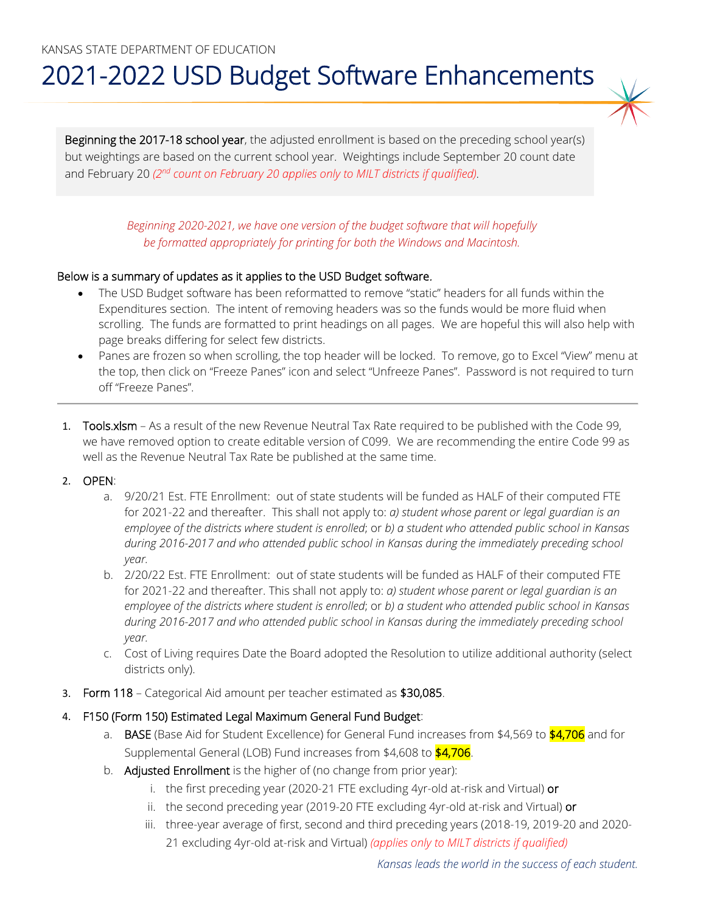KANSAS STATE DEPARTMENT OF EDUCATION

# 2021-2022 USD Budget Software Enhancements

**Beginning the 2017-18 school year**, the adjusted enrollment is based on the preceding school year(s) but weightings are based on the current school year. Weightings include September 20 count date and February 20 *(2nd count on February 20 applies only to MILT districts if qualified)*.

*Beginning 2020-2021, we have one version of the budget software that will hopefully be formatted appropriately for printing for both the Windows and Macintosh.*

Below is a summary of updates as it applies to the USD Budget software.

- The USD Budget software has been reformatted to remove "static" headers for all funds within the Expenditures section. The intent of removing headers was so the funds would be more fluid when scrolling. The funds are formatted to print headings on all pages. We are hopeful this will also help with page breaks differing for select few districts.
- Panes are frozen so when scrolling, the top header will be locked. To remove, go to Excel "View" menu at the top, then click on "Freeze Panes" icon and select "Unfreeze Panes". Password is not required to turn off "Freeze Panes".

---

1. Tools.xlsm – As a result of the new Revenue Neutral Tax Rate required to be published with the Code 99, we have removed option to create editable version of C099. We are recommending the entire Code 99 as well as the Revenue Neutral Tax Rate be published at the same time.

2. OPEN:
   a. 9/20/21 Est. FTE Enrollment: out of state students will be funded as HALF of their computed FTE for 2021-22 and thereafter. This shall not apply to: *a) student whose parent or legal guardian is an employee of the districts where student is enrolled*; or *b) a student who attended public school in Kansas during 2016-2017 and who attended public school in Kansas during the immediately preceding school year.*
   b. 2/20/22 Est. FTE Enrollment: out of state students will be funded as HALF of their computed FTE for 2021-22 and thereafter. This shall not apply to: *a) student whose parent or legal guardian is an employee of the districts where student is enrolled*; or *b) a student who attended public school in Kansas during 2016-2017 and who attended public school in Kansas during the immediately preceding school year.*
   c. Cost of Living requires Date the Board adopted the Resolution to utilize additional authority (select districts only).

3. Form 118 – Categorical Aid amount per teacher estimated as **$30,085**.

4. F150 (Form 150) Estimated Legal Maximum General Fund Budget:
   a. BASE (Base Aid for Student Excellence) for General Fund increases from $4,569 to **$4,706** and for Supplemental General (LOB) Fund increases from $4,608 to **$4,706**.
   b. Adjusted Enrollment is the higher of (no change from prior year):
      i. the first preceding year (2020-21 FTE excluding 4yr-old at-risk and Virtual) **or**
      ii. the second preceding year (2019-20 FTE excluding 4yr-old at-risk and Virtual) **or**
      iii. three-year average of first, second and third preceding years (2018-19, 2019-20 and 2020-21 excluding 4yr-old at-risk and Virtual) *(applies only to MILT districts if qualified)*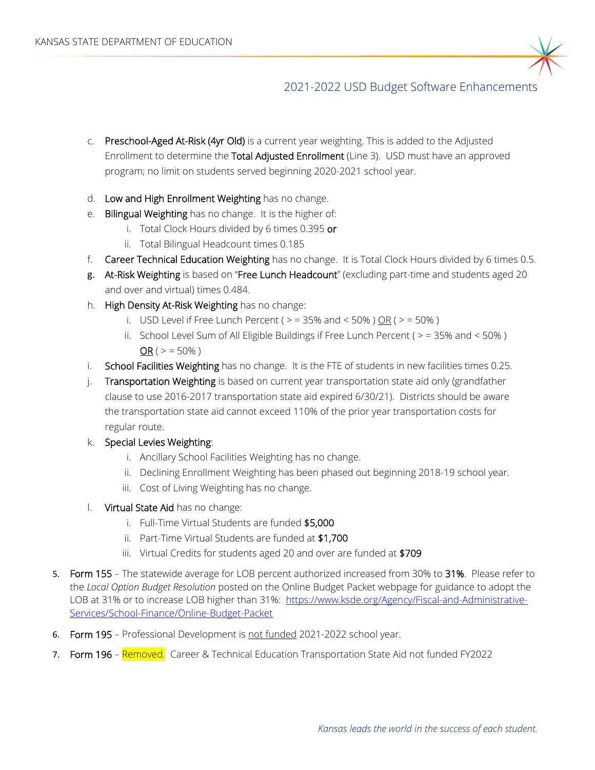c. **Preschool-Aged At-Risk (4yr Old)** is a current year weighting. This is added to the Adjusted Enrollment to determine the **Total Adjusted Enrollment** (Line 3). USD must have an approved program; no limit on students served beginning 2020-2021 school year.

d. **Low and High Enrollment Weighting** has no change.

e. **Bilingual Weighting** has no change. It is the higher of:
   i. Total Clock Hours divided by 6 times 0.395 **or**
   ii. Total Bilingual Headcount times 0.185

f. **Career Technical Education Weighting** has no change. It is Total Clock Hours divided by 6 times 0.5.

g. **At-Risk Weighting** is based on "**Free Lunch Headcount**" (excluding part-time and students aged 20 and over and virtual) times 0.484.

h. **High Density At-Risk Weighting** has no change:
   i. USD Level if Free Lunch Percent ( > = 35% and < 50% ) <u>OR</u> ( > = 50% )
   ii. School Level Sum of All Eligible Buildings if Free Lunch Percent ( > = 35% and < 50% ) <u>OR</u> ( > = 50% )

i. **School Facilities Weighting** has no change. It is the FTE of students in new facilities times 0.25.

j. **Transportation Weighting** is based on current year transportation state aid only (grandfather clause to use 2016-2017 transportation state aid expired 6/30/21). Districts should be aware the transportation state aid cannot exceed 110% of the prior year transportation costs for regular route.

k. **Special Levies Weighting**:
   i. Ancillary School Facilities Weighting has no change.
   ii. Declining Enrollment Weighting has been phased out beginning 2018-19 school year.
   iii. Cost of Living Weighting has no change.

l. **Virtual State Aid** has no change:
   i. Full-Time Virtual Students are funded **$5,000**
   ii. Part-Time Virtual Students are funded at **$1,700**
   iii. Virtual Credits for students aged 20 and over are funded at **$709**

5. **Form 155** – The statewide average for LOB percent authorized increased from 30% to **31%**. Please refer to the *Local Option Budget Resolution* posted on the Online Budget Packet webpage for guidance to adopt the LOB at 31% or to increase LOB higher than 31%: https://www.ksde.org/Agency/Fiscal-and-Administrative-Services/School-Finance/Online-Budget-Packet

6. **Form 195** – Professional Development is <u>not funded</u> 2021-2022 school year.

7. **Form 196** – Removed. Career & Technical Education Transportation State Aid not funded FY2022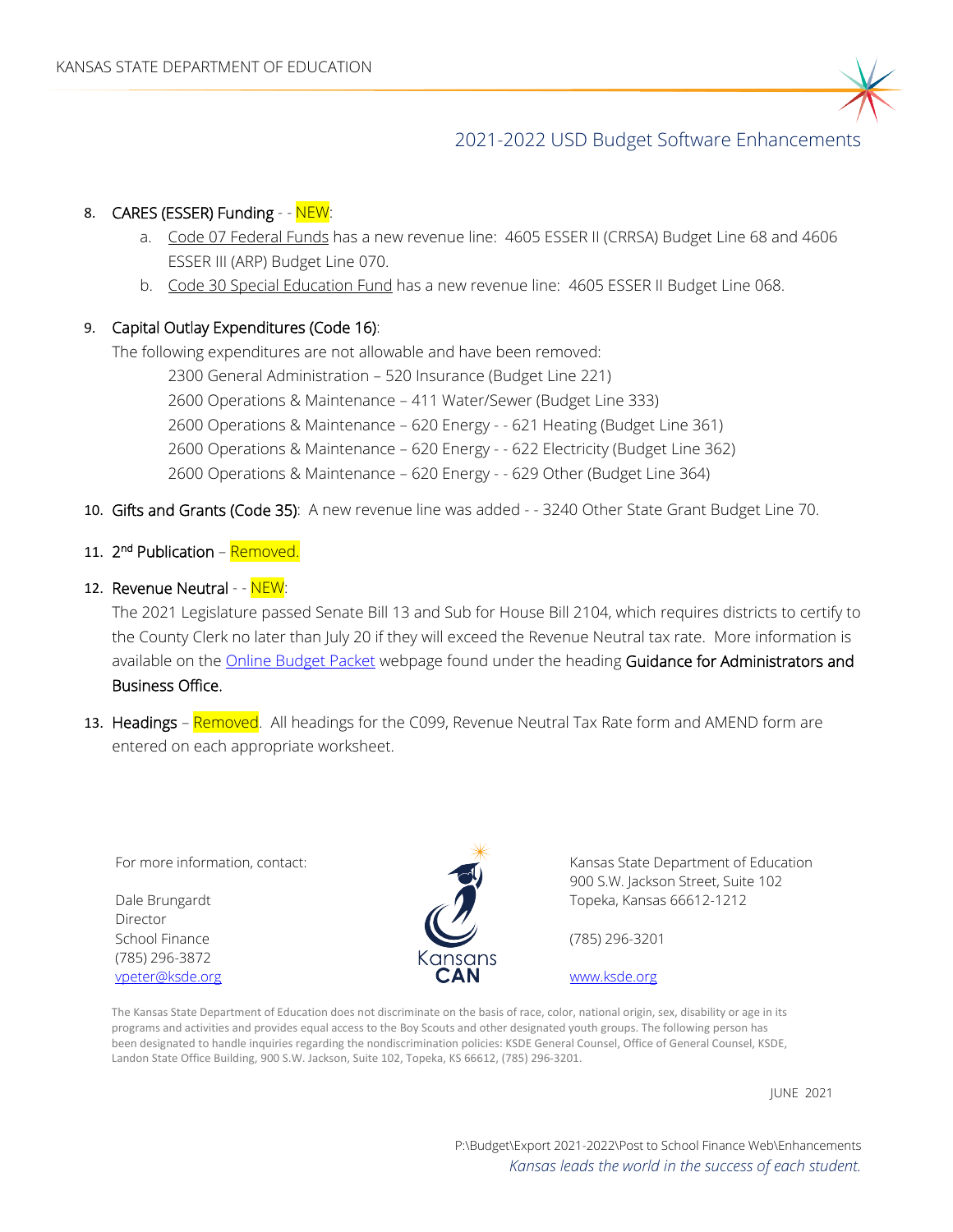8. CARES (ESSER) Funding - - NEW:
   a. Code 07 Federal Funds has a new revenue line: 4605 ESSER II (CRRSA) Budget Line 68 and 4606 ESSER III (ARP) Budget Line 070.
   b. Code 30 Special Education Fund has a new revenue line: 4605 ESSER II Budget Line 068.

9. Capital Outlay Expenditures (Code 16):
   The following expenditures are not allowable and have been removed:
   2300 General Administration – 520 Insurance (Budget Line 221)
   2600 Operations & Maintenance – 411 Water/Sewer (Budget Line 333)
   2600 Operations & Maintenance – 620 Energy - - 621 Heating (Budget Line 361)
   2600 Operations & Maintenance – 620 Energy - - 622 Electricity (Budget Line 362)
   2600 Operations & Maintenance – 620 Energy - - 629 Other (Budget Line 364)

10. Gifts and Grants (Code 35): A new revenue line was added - - 3240 Other State Grant Budget Line 70.

11. 2nd Publication – Removed.

12. Revenue Neutral - - NEW:
    The 2021 Legislature passed Senate Bill 13 and Sub for House Bill 2104, which requires districts to certify to the County Clerk no later than July 20 if they will exceed the Revenue Neutral tax rate. More information is available on the Online Budget Packet webpage found under the heading Guidance for Administrators and Business Office.

13. Headings – Removed. All headings for the C099, Revenue Neutral Tax Rate form and AMEND form are entered on each appropriate worksheet.

For more information, contact:

Dale Brungardt
Director
School Finance
(785) 296-3872
vpeter@ksde.org

Kansas State Department of Education
900 S.W. Jackson Street, Suite 102
Topeka, Kansas 66612-1212

(785) 296-3201

www.ksde.org

The Kansas State Department of Education does not discriminate on the basis of race, color, national origin, sex, disability or age in its programs and activities and provides equal access to the Boy Scouts and other designated youth groups. The following person has been designated to handle inquiries regarding the nondiscrimination policies: KSDE General Counsel, Office of General Counsel, KSDE, Landon State Office Building, 900 S.W. Jackson, Suite 102, Topeka, KS 66612, (785) 296-3201.

JUNE 2021

P:\Budget\Export 2021-2022\Post to School Finance Web\Enhancements